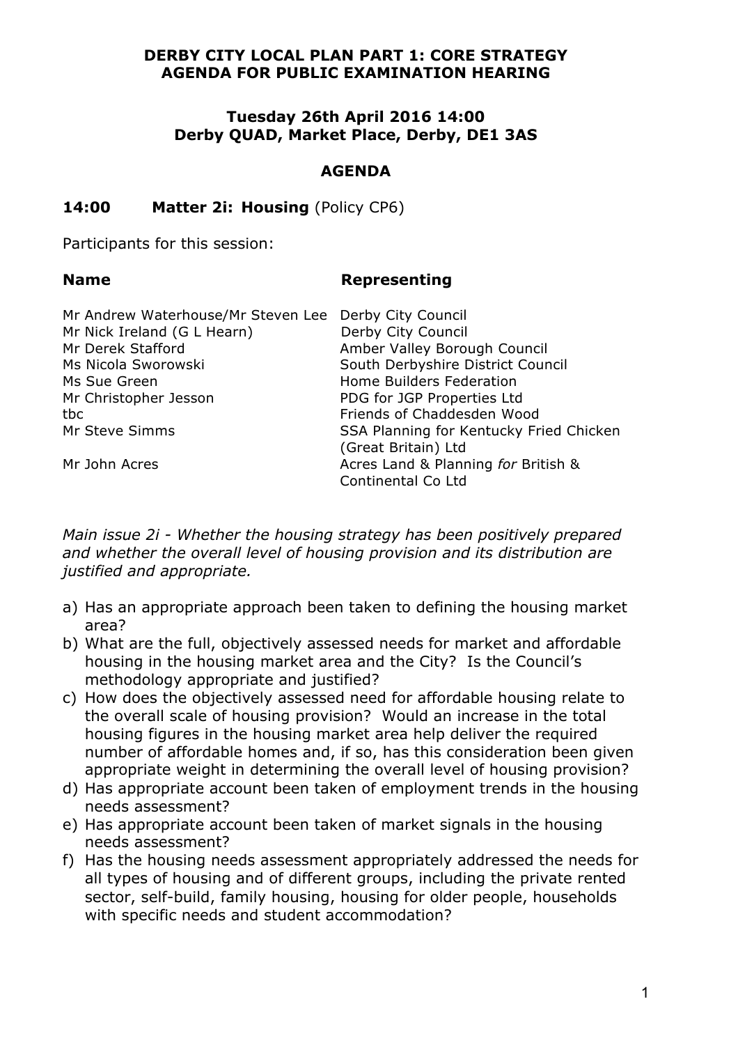**DERBY CITY LOCAL PLAN PART 1: CORE STRATEGY**
**AGENDA FOR PUBLIC EXAMINATION HEARING**

**Tuesday 26th April 2016 14:00**
**Derby QUAD, Market Place, Derby, DE1 3AS**

**AGENDA**

**14:00 Matter 2i: Housing** (Policy CP6)

Participants for this session:

| **Name** | **Representing** |
|---|---|
| Mr Andrew Waterhouse/Mr Steven Lee | Derby City Council |
| Mr Nick Ireland (G L Hearn) | Derby City Council |
| Mr Derek Stafford | Amber Valley Borough Council |
| Ms Nicola Sworowski | South Derbyshire District Council |
| Ms Sue Green | Home Builders Federation |
| Mr Christopher Jesson | PDG for JGP Properties Ltd |
| tbc | Friends of Chaddesden Wood |
| Mr Steve Simms | SSA Planning for Kentucky Fried Chicken (Great Britain) Ltd |
| Mr John Acres | Acres Land & Planning *for* British & Continental Co Ltd |

*Main issue 2i - Whether the housing strategy has been positively prepared and whether the overall level of housing provision and its distribution are justified and appropriate.*

a) Has an appropriate approach been taken to defining the housing market area?
b) What are the full, objectively assessed needs for market and affordable housing in the housing market area and the City? Is the Council's methodology appropriate and justified?
c) How does the objectively assessed need for affordable housing relate to the overall scale of housing provision? Would an increase in the total housing figures in the housing market area help deliver the required number of affordable homes and, if so, has this consideration been given appropriate weight in determining the overall level of housing provision?
d) Has appropriate account been taken of employment trends in the housing needs assessment?
e) Has appropriate account been taken of market signals in the housing needs assessment?
f) Has the housing needs assessment appropriately addressed the needs for all types of housing and of different groups, including the private rented sector, self-build, family housing, housing for older people, households with specific needs and student accommodation?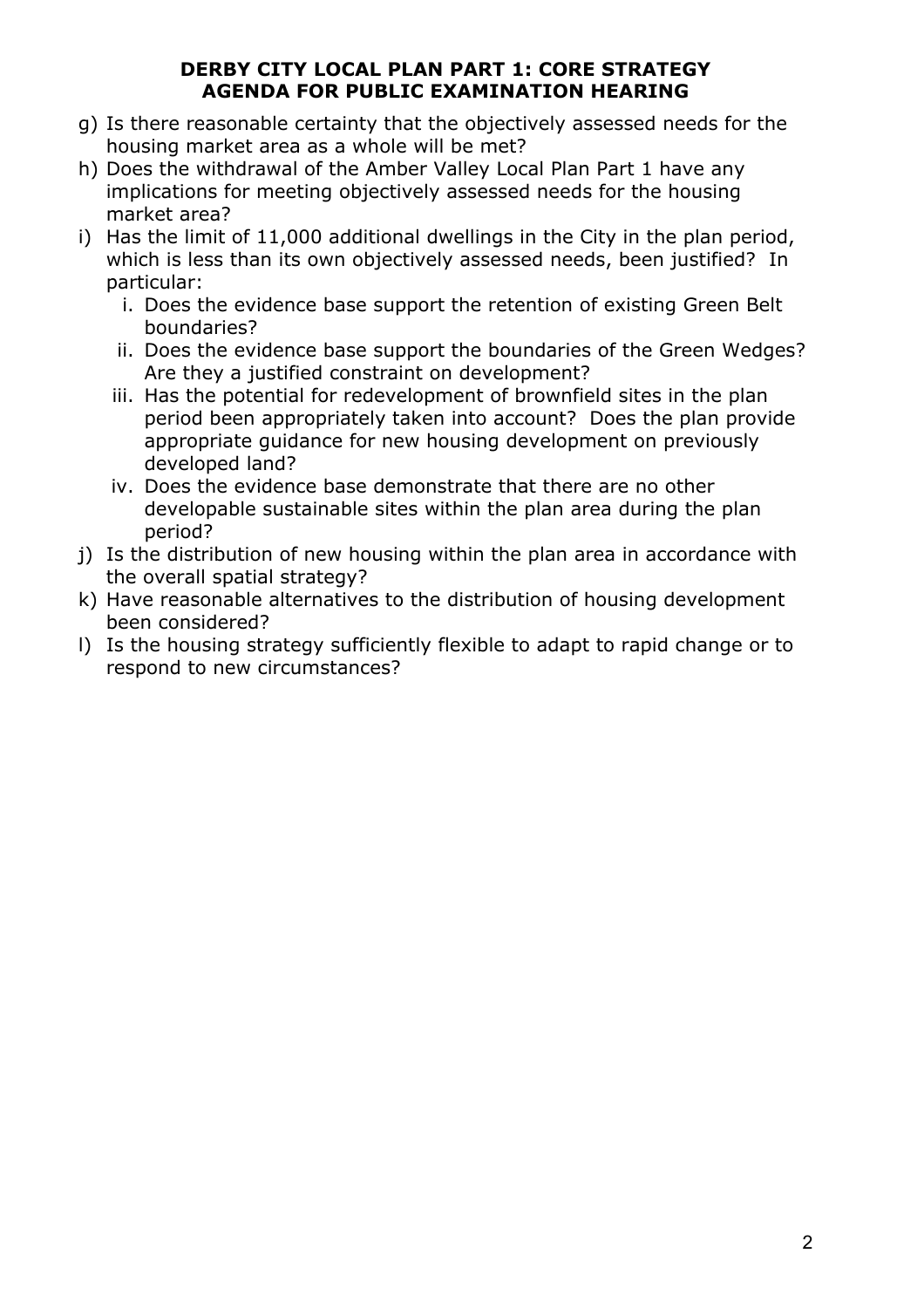**DERBY CITY LOCAL PLAN PART 1: CORE STRATEGY**
**AGENDA FOR PUBLIC EXAMINATION HEARING**

g) Is there reasonable certainty that the objectively assessed needs for the housing market area as a whole will be met?

h) Does the withdrawal of the Amber Valley Local Plan Part 1 have any implications for meeting objectively assessed needs for the housing market area?

i) Has the limit of 11,000 additional dwellings in the City in the plan period, which is less than its own objectively assessed needs, been justified? In particular:

   i. Does the evidence base support the retention of existing Green Belt boundaries?

   ii. Does the evidence base support the boundaries of the Green Wedges? Are they a justified constraint on development?

   iii. Has the potential for redevelopment of brownfield sites in the plan period been appropriately taken into account? Does the plan provide appropriate guidance for new housing development on previously developed land?

   iv. Does the evidence base demonstrate that there are no other developable sustainable sites within the plan area during the plan period?

j) Is the distribution of new housing within the plan area in accordance with the overall spatial strategy?

k) Have reasonable alternatives to the distribution of housing development been considered?

l) Is the housing strategy sufficiently flexible to adapt to rapid change or to respond to new circumstances?